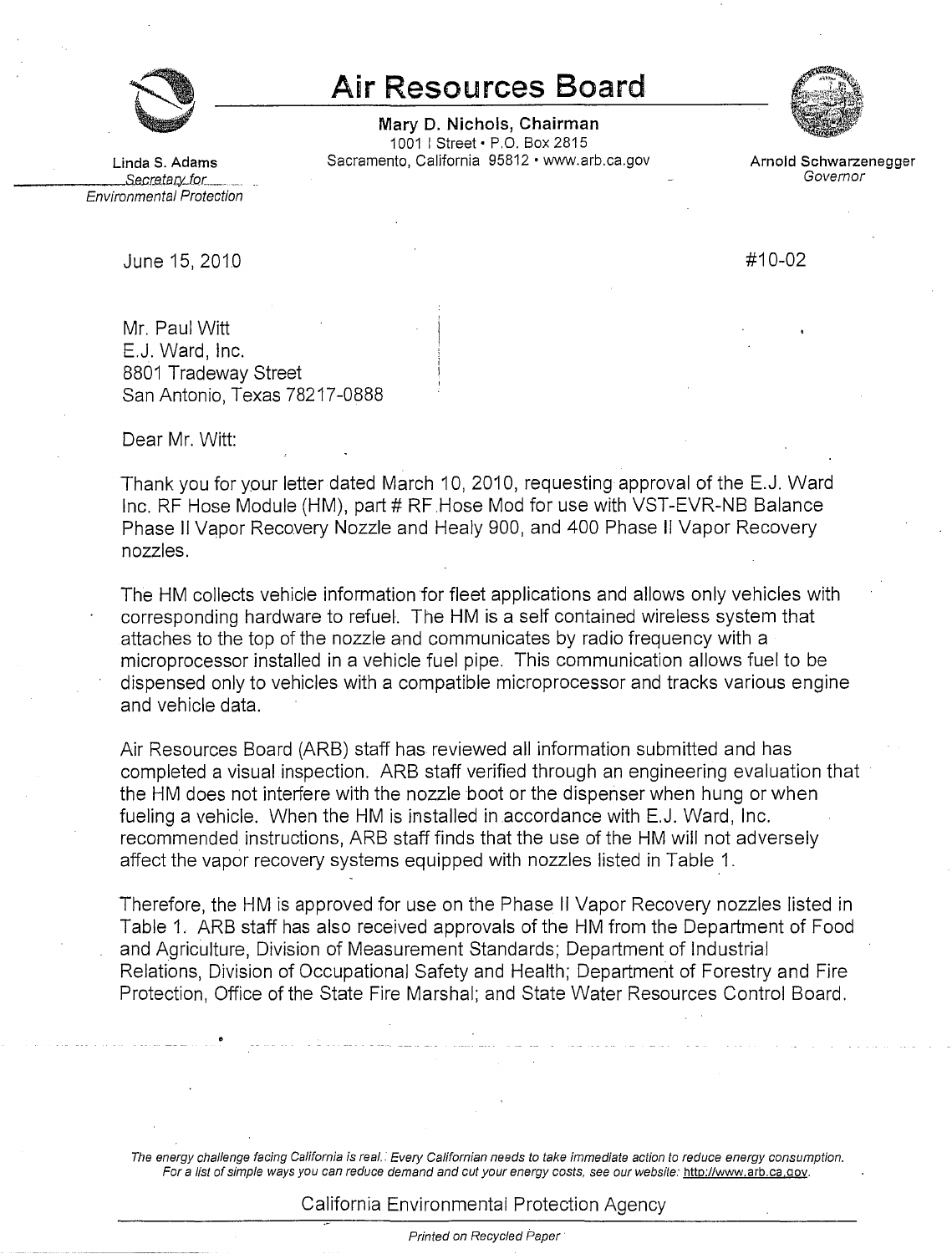# Air Resources Board

**Mary D. Nichols, Chairman**
1001 I Street • P.O. Box 2815
Sacramento, California 95812 • www.arb.ca.gov

**Linda S. Adams**
*Secretary for Environmental Protection*

**Arnold Schwarzenegger**
*Governor*

June 15, 2010

#10-02

Mr. Paul Witt
E.J. Ward, Inc.
8801 Tradeway Street
San Antonio, Texas 78217-0888

Dear Mr. Witt:

Thank you for your letter dated March 10, 2010, requesting approval of the E.J. Ward Inc. RF Hose Module (HM), part # RF Hose Mod for use with VST-EVR-NB Balance Phase II Vapor Recovery Nozzle and Healy 900, and 400 Phase II Vapor Recovery nozzles.

The HM collects vehicle information for fleet applications and allows only vehicles with corresponding hardware to refuel. The HM is a self contained wireless system that attaches to the top of the nozzle and communicates by radio frequency with a microprocessor installed in a vehicle fuel pipe. This communication allows fuel to be dispensed only to vehicles with a compatible microprocessor and tracks various engine and vehicle data.

Air Resources Board (ARB) staff has reviewed all information submitted and has completed a visual inspection. ARB staff verified through an engineering evaluation that the HM does not interfere with the nozzle boot or the dispenser when hung or when fueling a vehicle. When the HM is installed in accordance with E.J. Ward, Inc. recommended instructions, ARB staff finds that the use of the HM will not adversely affect the vapor recovery systems equipped with nozzles listed in Table 1.

Therefore, the HM is approved for use on the Phase II Vapor Recovery nozzles listed in Table 1. ARB staff has also received approvals of the HM from the Department of Food and Agriculture, Division of Measurement Standards; Department of Industrial Relations, Division of Occupational Safety and Health; Department of Forestry and Fire Protection, Office of the State Fire Marshal; and State Water Resources Control Board.

*The energy challenge facing California is real. Every Californian needs to take immediate action to reduce energy consumption. For a list of simple ways you can reduce demand and cut your energy costs, see our website: http://www.arb.ca.gov.*

California Environmental Protection Agency

*Printed on Recycled Paper*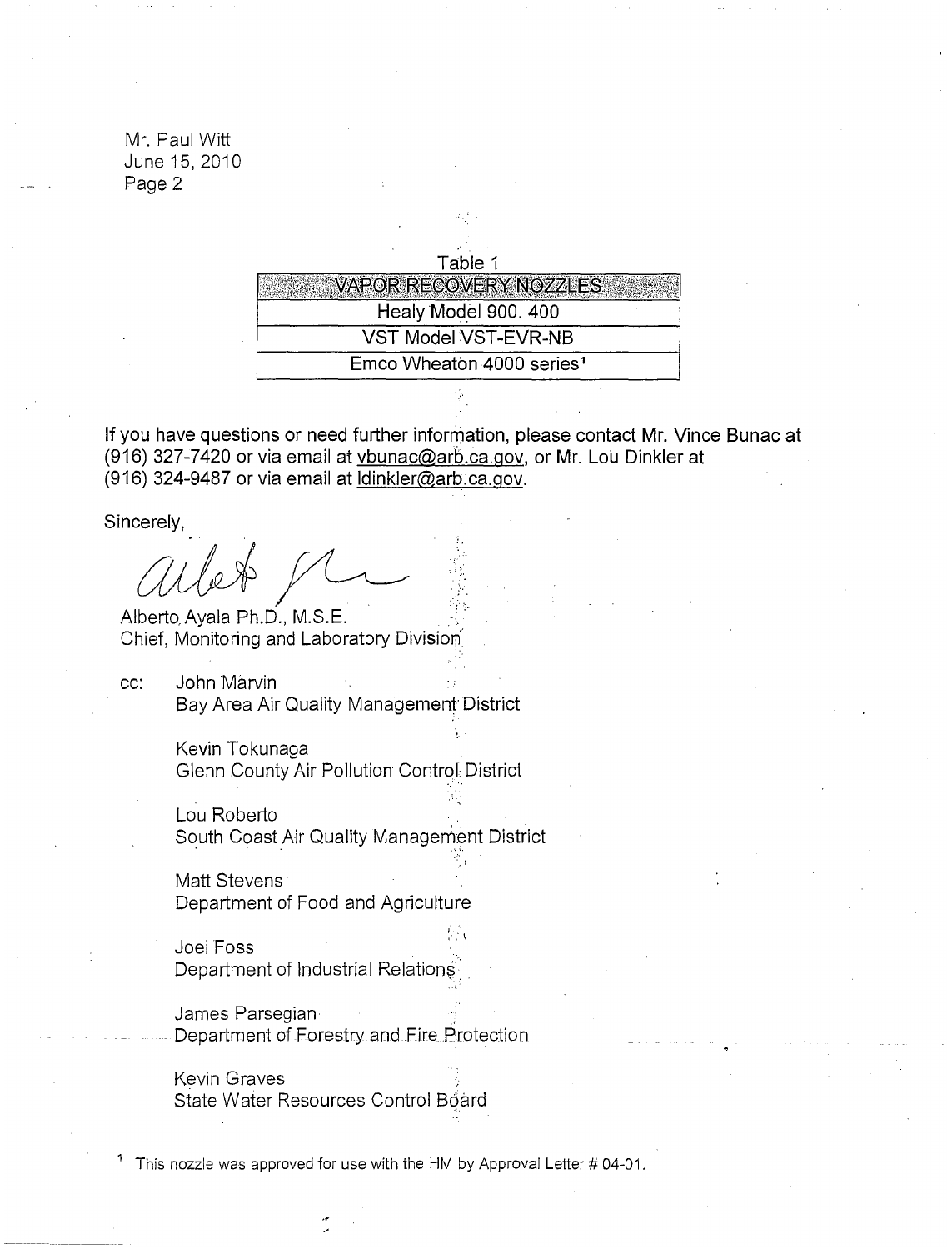Table 1

| VAPOR RECOVERY NOZZLES |
| --- |
| Healy Model 900. 400 |
| VST Model VST-EVR-NB |
| Emco Wheaton 4000 series[1] |

If you have questions or need further information, please contact Mr. Vince Bunac at (916) 327-7420 or via email at vbunac@arb.ca.gov, or Mr. Lou Dinkler at (916) 324-9487 or via email at ldinkler@arb.ca.gov.

Sincerely,

Alberto Ayala Ph.D., M.S.E.
Chief, Monitoring and Laboratory Division

cc: John Marvin
Bay Area Air Quality Management District

Kevin Tokunaga
Glenn County Air Pollution Control District

Lou Roberto
South Coast Air Quality Management District

Matt Stevens
Department of Food and Agriculture

Joel Foss
Department of Industrial Relations

James Parsegian
Department of Forestry and Fire Protection

Kevin Graves
State Water Resources Control Board

[1] This nozzle was approved for use with the HM by Approval Letter # 04-01.